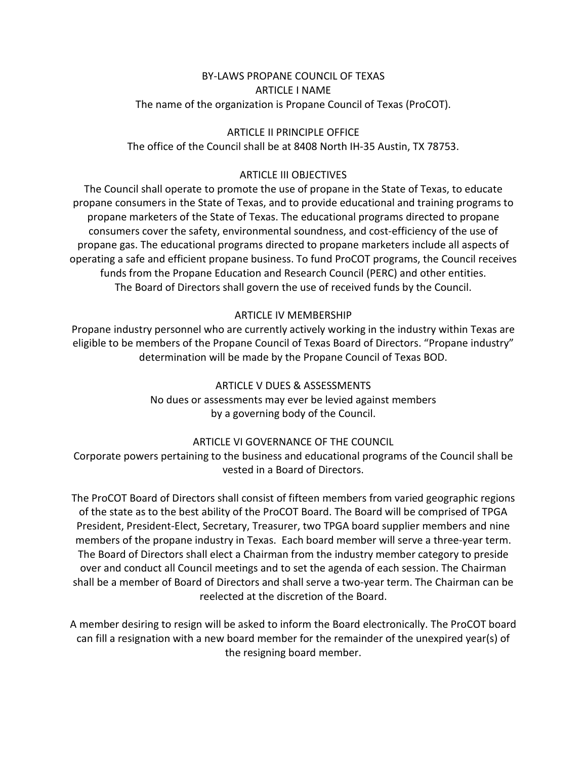# BY-LAWS PROPANE COUNCIL OF TEXAS

## ARTICLE I NAME

The name of the organization is Propane Council of Texas (ProCOT).

## ARTICLE II PRINCIPLE OFFICE

The office of the Council shall be at 8408 North IH-35 Austin, TX 78753.

## ARTICLE III OBJECTIVES

The Council shall operate to promote the use of propane in the State of Texas, to educate propane consumers in the State of Texas, and to provide educational and training programs to propane marketers of the State of Texas. The educational programs directed to propane consumers cover the safety, environmental soundness, and cost-efficiency of the use of propane gas. The educational programs directed to propane marketers include all aspects of operating a safe and efficient propane business. To fund ProCOT programs, the Council receives funds from the Propane Education and Research Council (PERC) and other entities. The Board of Directors shall govern the use of received funds by the Council.

## ARTICLE IV MEMBERSHIP

Propane industry personnel who are currently actively working in the industry within Texas are eligible to be members of the Propane Council of Texas Board of Directors. "Propane industry" determination will be made by the Propane Council of Texas BOD.

## ARTICLE V DUES & ASSESSMENTS

No dues or assessments may ever be levied against members by a governing body of the Council.

## ARTICLE VI GOVERNANCE OF THE COUNCIL

Corporate powers pertaining to the business and educational programs of the Council shall be vested in a Board of Directors.

The ProCOT Board of Directors shall consist of fifteen members from varied geographic regions of the state as to the best ability of the ProCOT Board. The Board will be comprised of TPGA President, President-Elect, Secretary, Treasurer, two TPGA board supplier members and nine members of the propane industry in Texas. Each board member will serve a three-year term. The Board of Directors shall elect a Chairman from the industry member category to preside over and conduct all Council meetings and to set the agenda of each session. The Chairman shall be a member of Board of Directors and shall serve a two-year term. The Chairman can be reelected at the discretion of the Board.

A member desiring to resign will be asked to inform the Board electronically. The ProCOT board can fill a resignation with a new board member for the remainder of the unexpired year(s) of the resigning board member.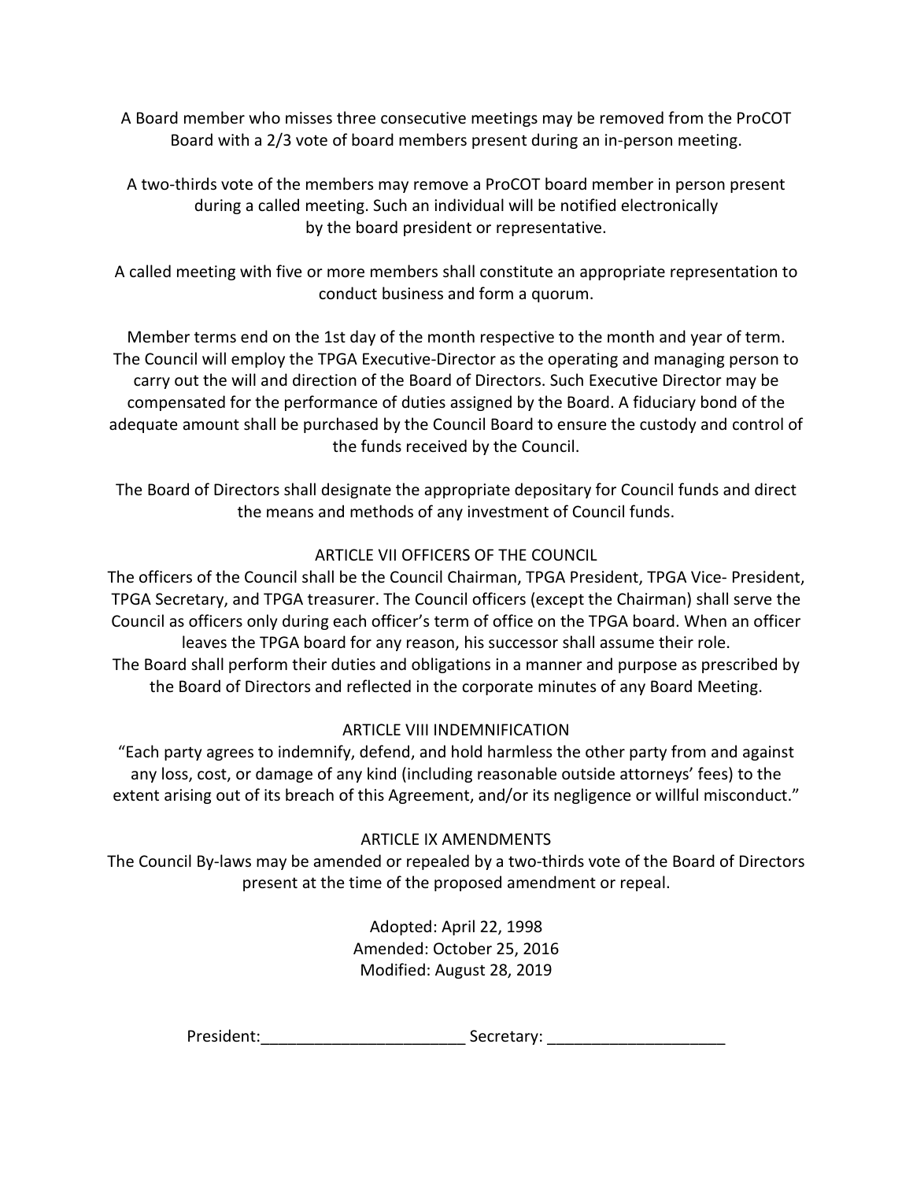A Board member who misses three consecutive meetings may be removed from the ProCOT Board with a 2/3 vote of board members present during an in-person meeting.

A two-thirds vote of the members may remove a ProCOT board member in person present during a called meeting. Such an individual will be notified electronically by the board president or representative.

A called meeting with five or more members shall constitute an appropriate representation to conduct business and form a quorum.

Member terms end on the 1st day of the month respective to the month and year of term. The Council will employ the TPGA Executive-Director as the operating and managing person to carry out the will and direction of the Board of Directors. Such Executive Director may be compensated for the performance of duties assigned by the Board. A fiduciary bond of the adequate amount shall be purchased by the Council Board to ensure the custody and control of the funds received by the Council.

The Board of Directors shall designate the appropriate depositary for Council funds and direct the means and methods of any investment of Council funds.

## ARTICLE VII OFFICERS OF THE COUNCIL

The officers of the Council shall be the Council Chairman, TPGA President, TPGA Vice- President, TPGA Secretary, and TPGA treasurer. The Council officers (except the Chairman) shall serve the Council as officers only during each officer's term of office on the TPGA board. When an officer leaves the TPGA board for any reason, his successor shall assume their role.
The Board shall perform their duties and obligations in a manner and purpose as prescribed by the Board of Directors and reflected in the corporate minutes of any Board Meeting.

## ARTICLE VIII INDEMNIFICATION

"Each party agrees to indemnify, defend, and hold harmless the other party from and against any loss, cost, or damage of any kind (including reasonable outside attorneys' fees) to the extent arising out of its breach of this Agreement, and/or its negligence or willful misconduct."

## ARTICLE IX AMENDMENTS

The Council By-laws may be amended or repealed by a two-thirds vote of the Board of Directors present at the time of the proposed amendment or repeal.

Adopted: April 22, 1998
Amended: October 25, 2016
Modified: August 28, 2019

President:_______________________ Secretary: ____________________